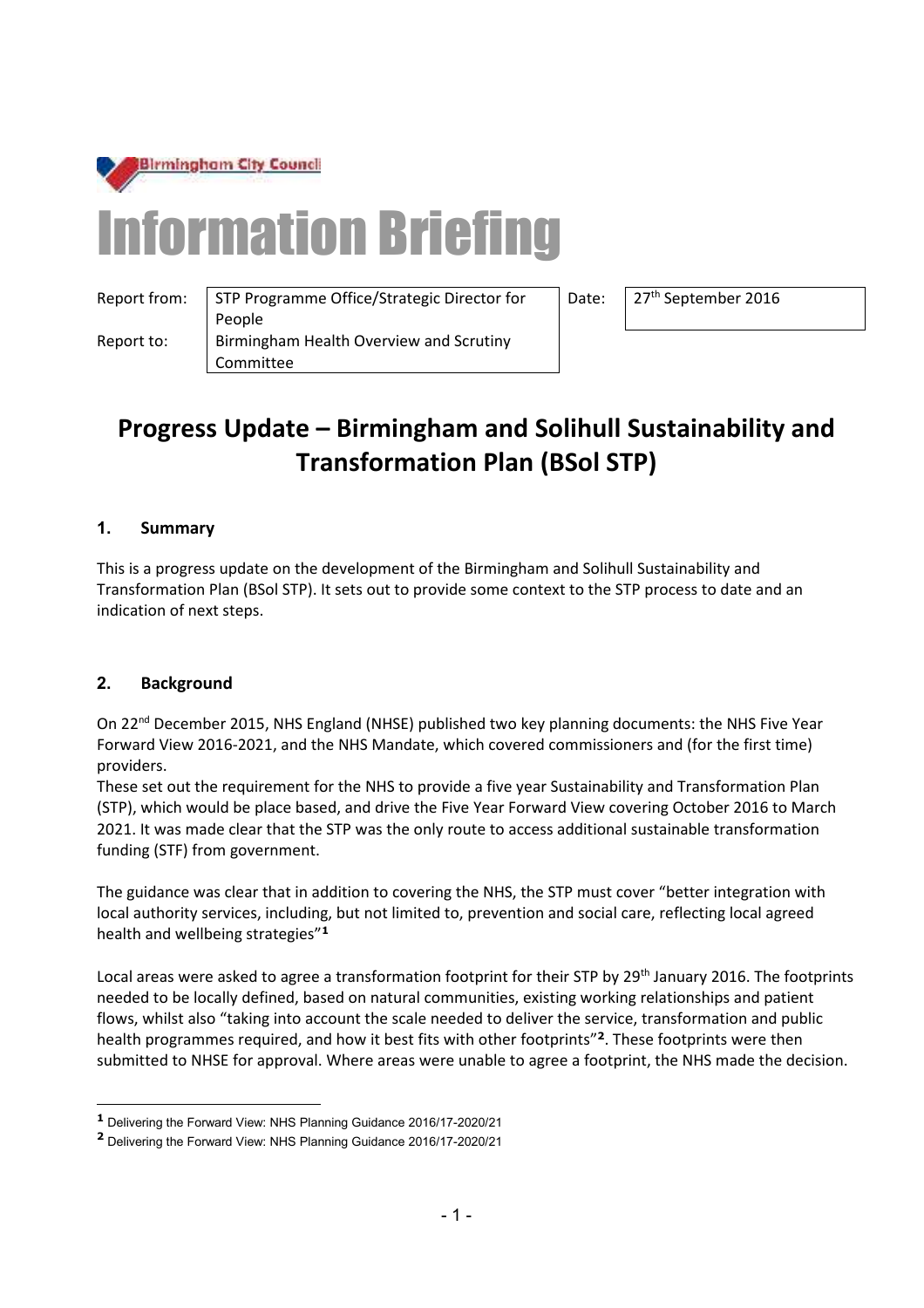Birmingham City Council

# Information Briefing

| Report from: | STP Programme Office/Strategic Director for People | Date: | 27th September 2016 |
|---|---|---|---|
| Report to: | Birmingham Health Overview and Scrutiny Committee | | |

## Progress Update – Birmingham and Solihull Sustainability and Transformation Plan (BSol STP)

### 1. Summary

This is a progress update on the development of the Birmingham and Solihull Sustainability and Transformation Plan (BSol STP). It sets out to provide some context to the STP process to date and an indication of next steps.

### 2. Background

On 22nd December 2015, NHS England (NHSE) published two key planning documents: the NHS Five Year Forward View 2016-2021, and the NHS Mandate, which covered commissioners and (for the first time) providers.

These set out the requirement for the NHS to provide a five year Sustainability and Transformation Plan (STP), which would be place based, and drive the Five Year Forward View covering October 2016 to March 2021. It was made clear that the STP was the only route to access additional sustainable transformation funding (STF) from government.

The guidance was clear that in addition to covering the NHS, the STP must cover "better integration with local authority services, including, but not limited to, prevention and social care, reflecting local agreed health and wellbeing strategies"[1]

Local areas were asked to agree a transformation footprint for their STP by 29th January 2016. The footprints needed to be locally defined, based on natural communities, existing working relationships and patient flows, whilst also "taking into account the scale needed to deliver the service, transformation and public health programmes required, and how it best fits with other footprints"[2]. These footprints were then submitted to NHSE for approval. Where areas were unable to agree a footprint, the NHS made the decision.

---

[1] Delivering the Forward View: NHS Planning Guidance 2016/17-2020/21

[2] Delivering the Forward View: NHS Planning Guidance 2016/17-2020/21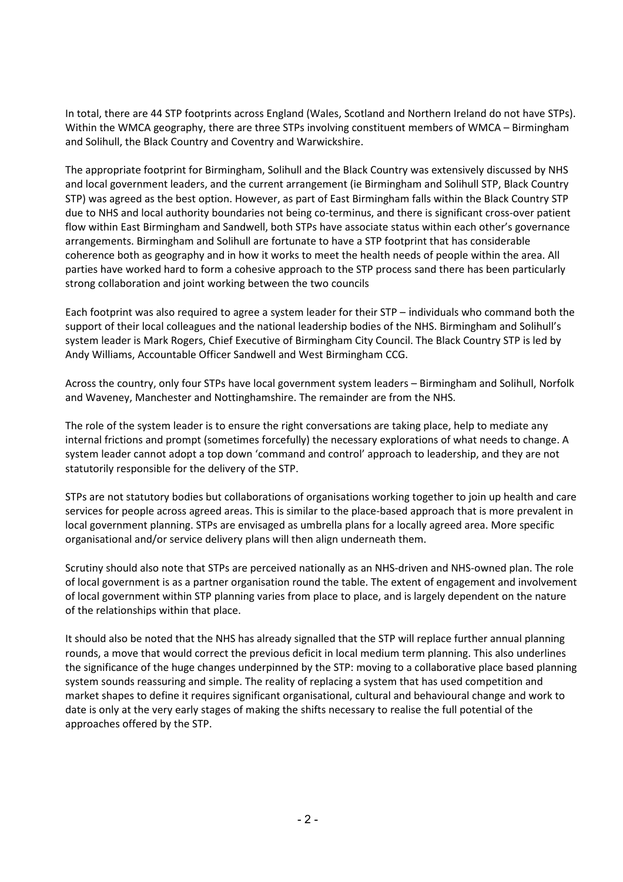In total, there are 44 STP footprints across England (Wales, Scotland and Northern Ireland do not have STPs). Within the WMCA geography, there are three STPs involving constituent members of WMCA – Birmingham and Solihull, the Black Country and Coventry and Warwickshire.

The appropriate footprint for Birmingham, Solihull and the Black Country was extensively discussed by NHS and local government leaders, and the current arrangement (ie Birmingham and Solihull STP, Black Country STP) was agreed as the best option. However, as part of East Birmingham falls within the Black Country STP due to NHS and local authority boundaries not being co-terminus, and there is significant cross-over patient flow within East Birmingham and Sandwell, both STPs have associate status within each other's governance arrangements. Birmingham and Solihull are fortunate to have a STP footprint that has considerable coherence both as geography and in how it works to meet the health needs of people within the area. All parties have worked hard to form a cohesive approach to the STP process sand there has been particularly strong collaboration and joint working between the two councils

Each footprint was also required to agree a system leader for their STP – individuals who command both the support of their local colleagues and the national leadership bodies of the NHS. Birmingham and Solihull's system leader is Mark Rogers, Chief Executive of Birmingham City Council. The Black Country STP is led by Andy Williams, Accountable Officer Sandwell and West Birmingham CCG.

Across the country, only four STPs have local government system leaders – Birmingham and Solihull, Norfolk and Waveney, Manchester and Nottinghamshire. The remainder are from the NHS.

The role of the system leader is to ensure the right conversations are taking place, help to mediate any internal frictions and prompt (sometimes forcefully) the necessary explorations of what needs to change. A system leader cannot adopt a top down 'command and control' approach to leadership, and they are not statutorily responsible for the delivery of the STP.

STPs are not statutory bodies but collaborations of organisations working together to join up health and care services for people across agreed areas. This is similar to the place-based approach that is more prevalent in local government planning. STPs are envisaged as umbrella plans for a locally agreed area. More specific organisational and/or service delivery plans will then align underneath them.

Scrutiny should also note that STPs are perceived nationally as an NHS-driven and NHS-owned plan. The role of local government is as a partner organisation round the table. The extent of engagement and involvement of local government within STP planning varies from place to place, and is largely dependent on the nature of the relationships within that place.

It should also be noted that the NHS has already signalled that the STP will replace further annual planning rounds, a move that would correct the previous deficit in local medium term planning. This also underlines the significance of the huge changes underpinned by the STP: moving to a collaborative place based planning system sounds reassuring and simple. The reality of replacing a system that has used competition and market shapes to define it requires significant organisational, cultural and behavioural change and work to date is only at the very early stages of making the shifts necessary to realise the full potential of the approaches offered by the STP.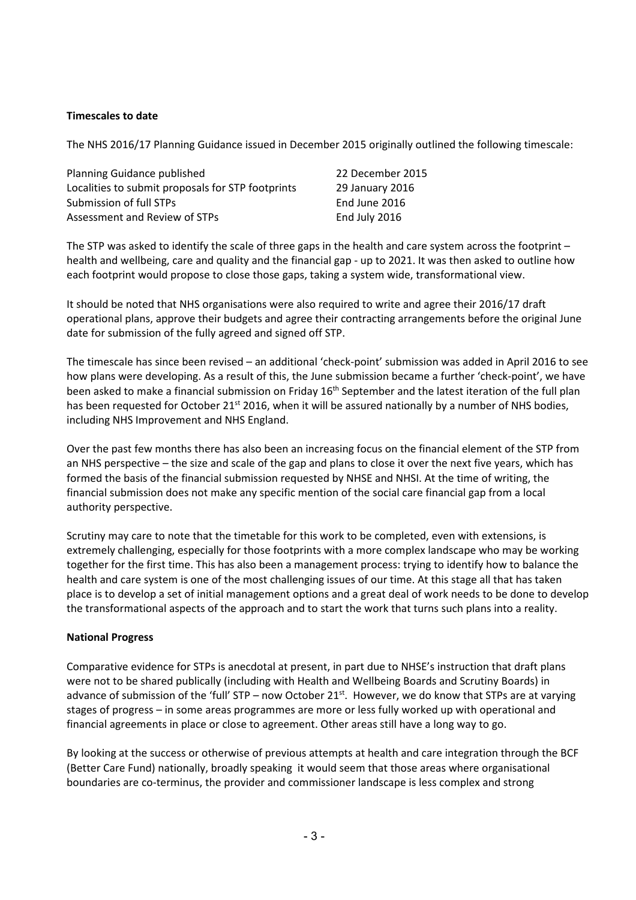**Timescales to date**

The NHS 2016/17 Planning Guidance issued in December 2015 originally outlined the following timescale:

| | |
|---|---|
| Planning Guidance published | 22 December 2015 |
| Localities to submit proposals for STP footprints | 29 January 2016 |
| Submission of full STPs | End June 2016 |
| Assessment and Review of STPs | End July 2016 |

The STP was asked to identify the scale of three gaps in the health and care system across the footprint – health and wellbeing, care and quality and the financial gap - up to 2021. It was then asked to outline how each footprint would propose to close those gaps, taking a system wide, transformational view.

It should be noted that NHS organisations were also required to write and agree their 2016/17 draft operational plans, approve their budgets and agree their contracting arrangements before the original June date for submission of the fully agreed and signed off STP.

The timescale has since been revised – an additional 'check-point' submission was added in April 2016 to see how plans were developing. As a result of this, the June submission became a further 'check-point', we have been asked to make a financial submission on Friday 16th September and the latest iteration of the full plan has been requested for October 21st 2016, when it will be assured nationally by a number of NHS bodies, including NHS Improvement and NHS England.

Over the past few months there has also been an increasing focus on the financial element of the STP from an NHS perspective – the size and scale of the gap and plans to close it over the next five years, which has formed the basis of the financial submission requested by NHSE and NHSI. At the time of writing, the financial submission does not make any specific mention of the social care financial gap from a local authority perspective.

Scrutiny may care to note that the timetable for this work to be completed, even with extensions, is extremely challenging, especially for those footprints with a more complex landscape who may be working together for the first time. This has also been a management process: trying to identify how to balance the health and care system is one of the most challenging issues of our time. At this stage all that has taken place is to develop a set of initial management options and a great deal of work needs to be done to develop the transformational aspects of the approach and to start the work that turns such plans into a reality.

**National Progress**

Comparative evidence for STPs is anecdotal at present, in part due to NHSE's instruction that draft plans were not to be shared publically (including with Health and Wellbeing Boards and Scrutiny Boards) in advance of submission of the 'full' STP – now October 21st. However, we do know that STPs are at varying stages of progress – in some areas programmes are more or less fully worked up with operational and financial agreements in place or close to agreement. Other areas still have a long way to go.

By looking at the success or otherwise of previous attempts at health and care integration through the BCF (Better Care Fund) nationally, broadly speaking it would seem that those areas where organisational boundaries are co-terminus, the provider and commissioner landscape is less complex and strong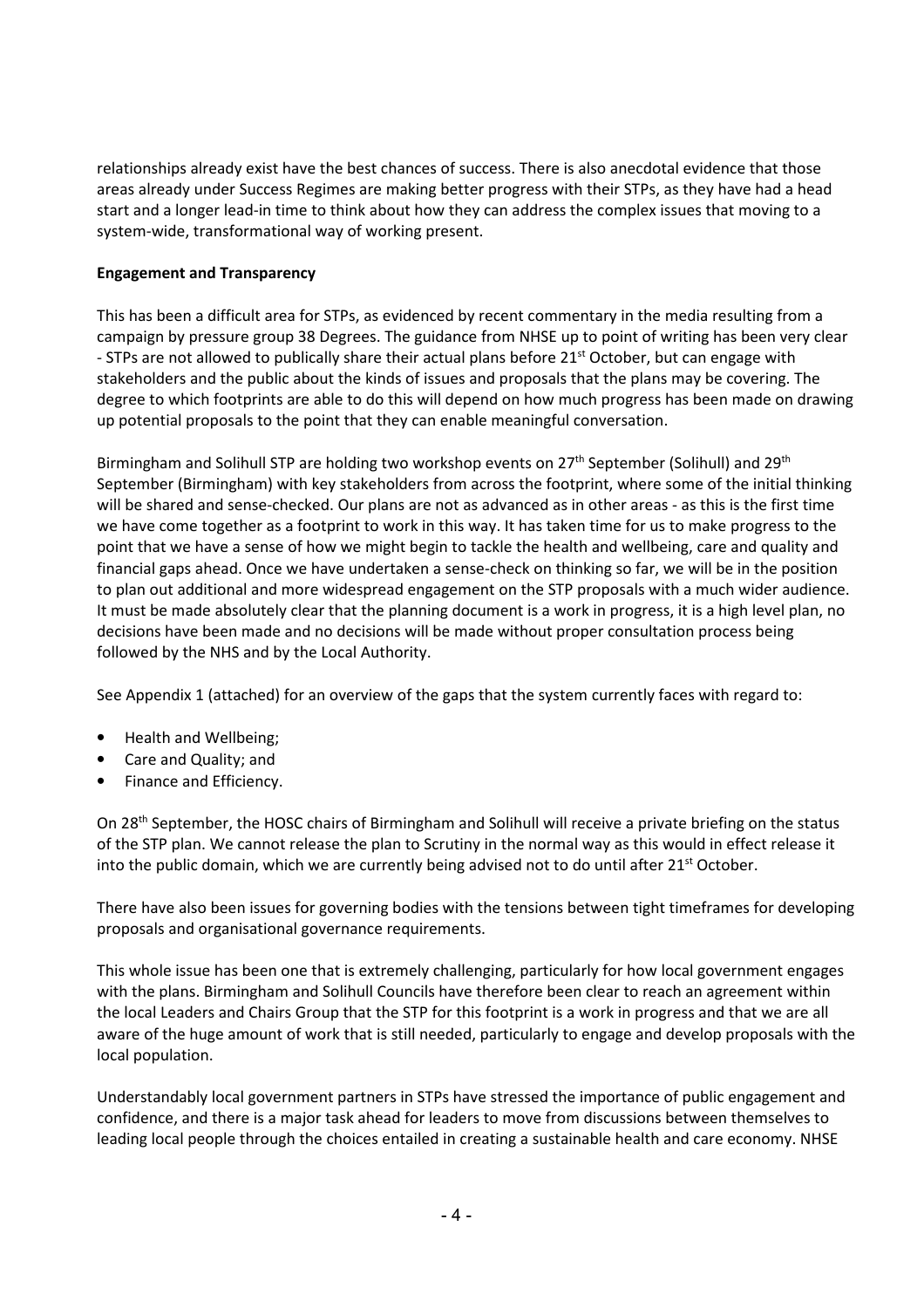relationships already exist have the best chances of success. There is also anecdotal evidence that those areas already under Success Regimes are making better progress with their STPs, as they have had a head start and a longer lead-in time to think about how they can address the complex issues that moving to a system-wide, transformational way of working present.

**Engagement and Transparency**

This has been a difficult area for STPs, as evidenced by recent commentary in the media resulting from a campaign by pressure group 38 Degrees. The guidance from NHSE up to point of writing has been very clear - STPs are not allowed to publically share their actual plans before 21st October, but can engage with stakeholders and the public about the kinds of issues and proposals that the plans may be covering. The degree to which footprints are able to do this will depend on how much progress has been made on drawing up potential proposals to the point that they can enable meaningful conversation.

Birmingham and Solihull STP are holding two workshop events on 27th September (Solihull) and 29th September (Birmingham) with key stakeholders from across the footprint, where some of the initial thinking will be shared and sense-checked. Our plans are not as advanced as in other areas - as this is the first time we have come together as a footprint to work in this way. It has taken time for us to make progress to the point that we have a sense of how we might begin to tackle the health and wellbeing, care and quality and financial gaps ahead. Once we have undertaken a sense-check on thinking so far, we will be in the position to plan out additional and more widespread engagement on the STP proposals with a much wider audience. It must be made absolutely clear that the planning document is a work in progress, it is a high level plan, no decisions have been made and no decisions will be made without proper consultation process being followed by the NHS and by the Local Authority.

See Appendix 1 (attached) for an overview of the gaps that the system currently faces with regard to:

- Health and Wellbeing;
- Care and Quality; and
- Finance and Efficiency.

On 28th September, the HOSC chairs of Birmingham and Solihull will receive a private briefing on the status of the STP plan. We cannot release the plan to Scrutiny in the normal way as this would in effect release it into the public domain, which we are currently being advised not to do until after 21st October.

There have also been issues for governing bodies with the tensions between tight timeframes for developing proposals and organisational governance requirements.

This whole issue has been one that is extremely challenging, particularly for how local government engages with the plans. Birmingham and Solihull Councils have therefore been clear to reach an agreement within the local Leaders and Chairs Group that the STP for this footprint is a work in progress and that we are all aware of the huge amount of work that is still needed, particularly to engage and develop proposals with the local population.

Understandably local government partners in STPs have stressed the importance of public engagement and confidence, and there is a major task ahead for leaders to move from discussions between themselves to leading local people through the choices entailed in creating a sustainable health and care economy. NHSE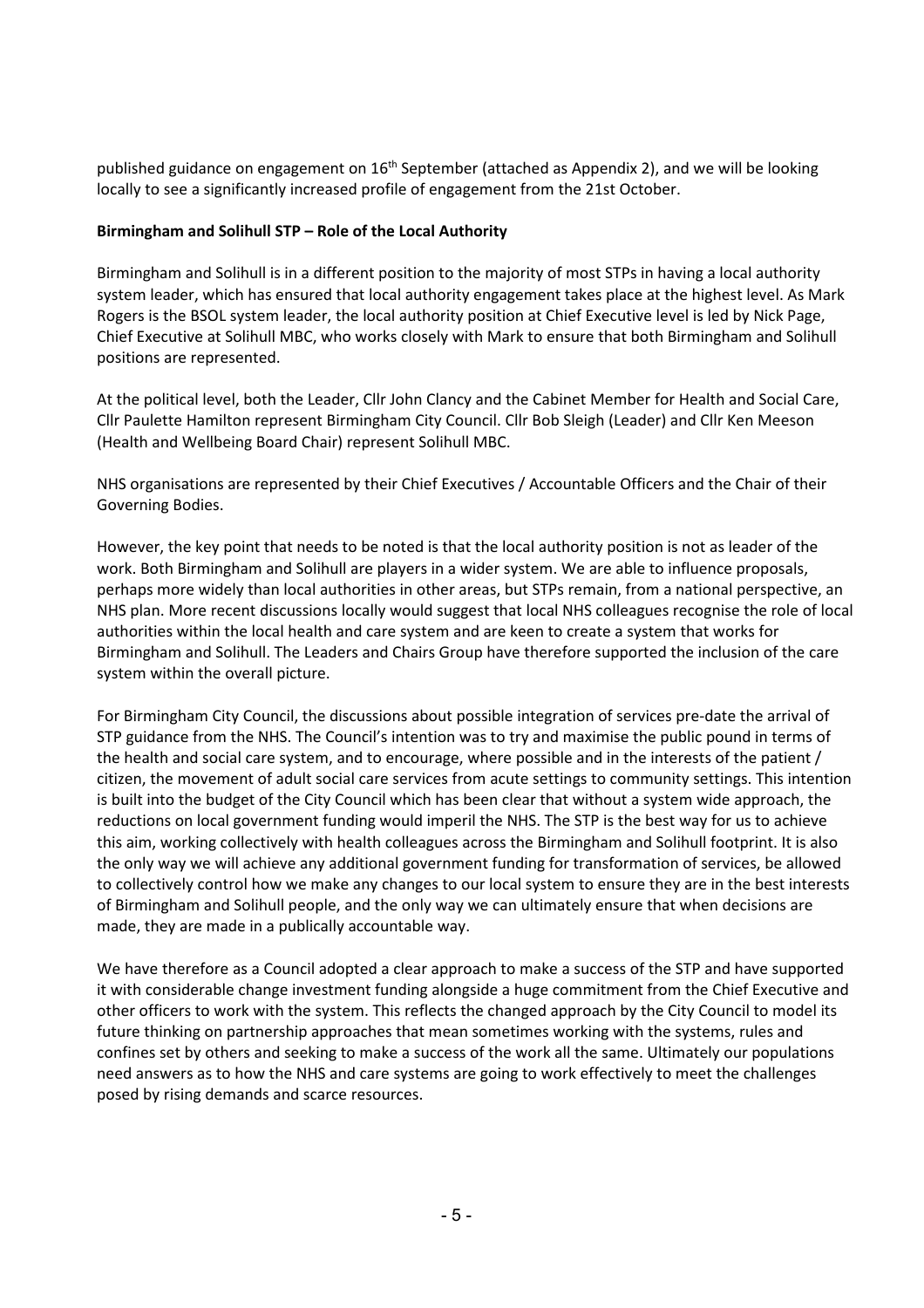published guidance on engagement on 16th September (attached as Appendix 2), and we will be looking locally to see a significantly increased profile of engagement from the 21st October.

**Birmingham and Solihull STP – Role of the Local Authority**

Birmingham and Solihull is in a different position to the majority of most STPs in having a local authority system leader, which has ensured that local authority engagement takes place at the highest level. As Mark Rogers is the BSOL system leader, the local authority position at Chief Executive level is led by Nick Page, Chief Executive at Solihull MBC, who works closely with Mark to ensure that both Birmingham and Solihull positions are represented.

At the political level, both the Leader, Cllr John Clancy and the Cabinet Member for Health and Social Care, Cllr Paulette Hamilton represent Birmingham City Council. Cllr Bob Sleigh (Leader) and Cllr Ken Meeson (Health and Wellbeing Board Chair) represent Solihull MBC.

NHS organisations are represented by their Chief Executives / Accountable Officers and the Chair of their Governing Bodies.

However, the key point that needs to be noted is that the local authority position is not as leader of the work. Both Birmingham and Solihull are players in a wider system. We are able to influence proposals, perhaps more widely than local authorities in other areas, but STPs remain, from a national perspective, an NHS plan. More recent discussions locally would suggest that local NHS colleagues recognise the role of local authorities within the local health and care system and are keen to create a system that works for Birmingham and Solihull. The Leaders and Chairs Group have therefore supported the inclusion of the care system within the overall picture.

For Birmingham City Council, the discussions about possible integration of services pre-date the arrival of STP guidance from the NHS. The Council's intention was to try and maximise the public pound in terms of the health and social care system, and to encourage, where possible and in the interests of the patient / citizen, the movement of adult social care services from acute settings to community settings. This intention is built into the budget of the City Council which has been clear that without a system wide approach, the reductions on local government funding would imperil the NHS. The STP is the best way for us to achieve this aim, working collectively with health colleagues across the Birmingham and Solihull footprint. It is also the only way we will achieve any additional government funding for transformation of services, be allowed to collectively control how we make any changes to our local system to ensure they are in the best interests of Birmingham and Solihull people, and the only way we can ultimately ensure that when decisions are made, they are made in a publically accountable way.

We have therefore as a Council adopted a clear approach to make a success of the STP and have supported it with considerable change investment funding alongside a huge commitment from the Chief Executive and other officers to work with the system. This reflects the changed approach by the City Council to model its future thinking on partnership approaches that mean sometimes working with the systems, rules and confines set by others and seeking to make a success of the work all the same. Ultimately our populations need answers as to how the NHS and care systems are going to work effectively to meet the challenges posed by rising demands and scarce resources.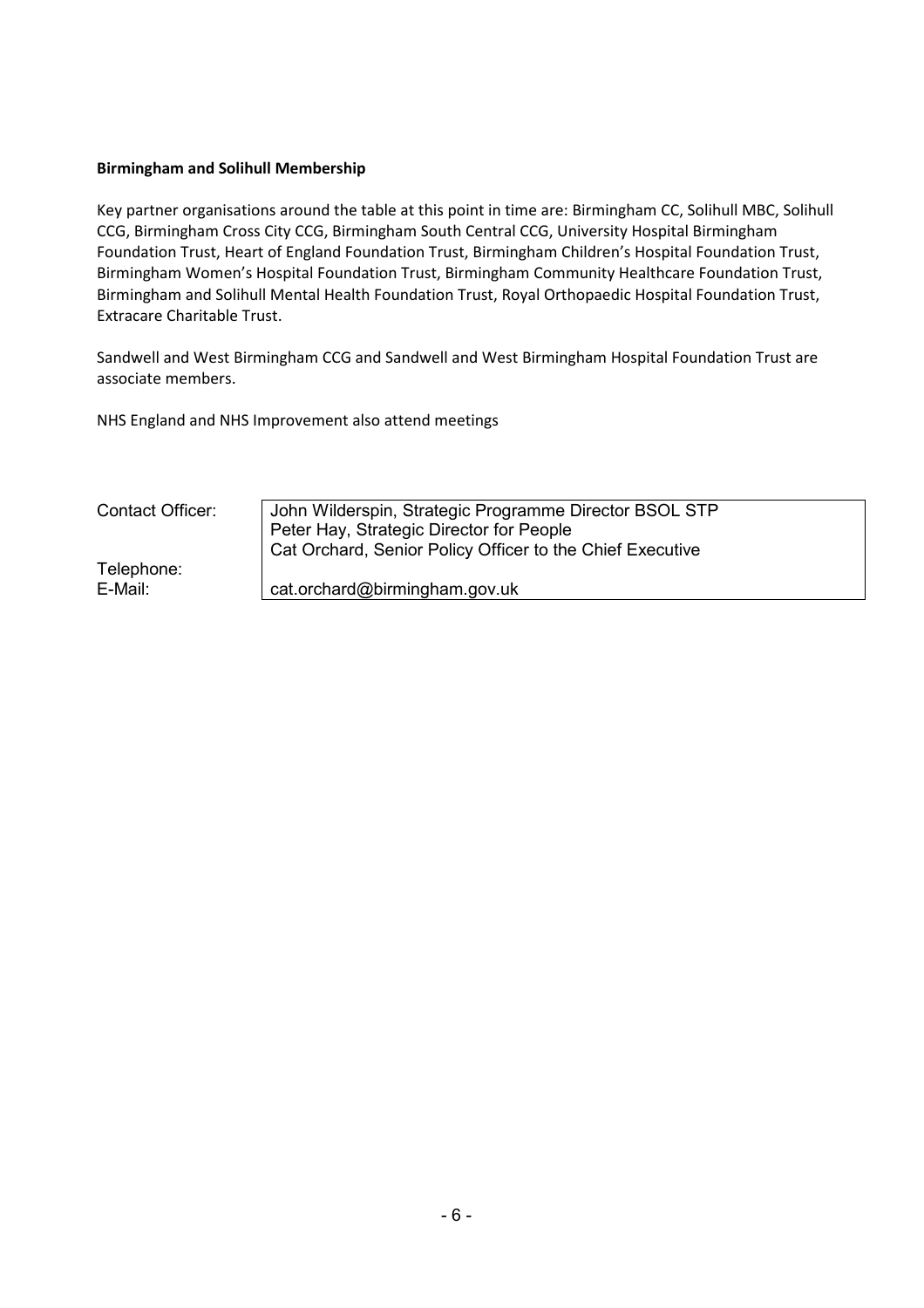**Birmingham and Solihull Membership**

Key partner organisations around the table at this point in time are: Birmingham CC, Solihull MBC, Solihull CCG, Birmingham Cross City CCG, Birmingham South Central CCG, University Hospital Birmingham Foundation Trust, Heart of England Foundation Trust, Birmingham Children's Hospital Foundation Trust, Birmingham Women's Hospital Foundation Trust, Birmingham Community Healthcare Foundation Trust, Birmingham and Solihull Mental Health Foundation Trust, Royal Orthopaedic Hospital Foundation Trust, Extracare Charitable Trust.

Sandwell and West Birmingham CCG and Sandwell and West Birmingham Hospital Foundation Trust are associate members.

NHS England and NHS Improvement also attend meetings

| | |
|---|---|
| Contact Officer: | John Wilderspin, Strategic Programme Director BSOL STP<br>Peter Hay, Strategic Director for People<br>Cat Orchard, Senior Policy Officer to the Chief Executive |
| Telephone: | |
| E-Mail: | cat.orchard@birmingham.gov.uk |